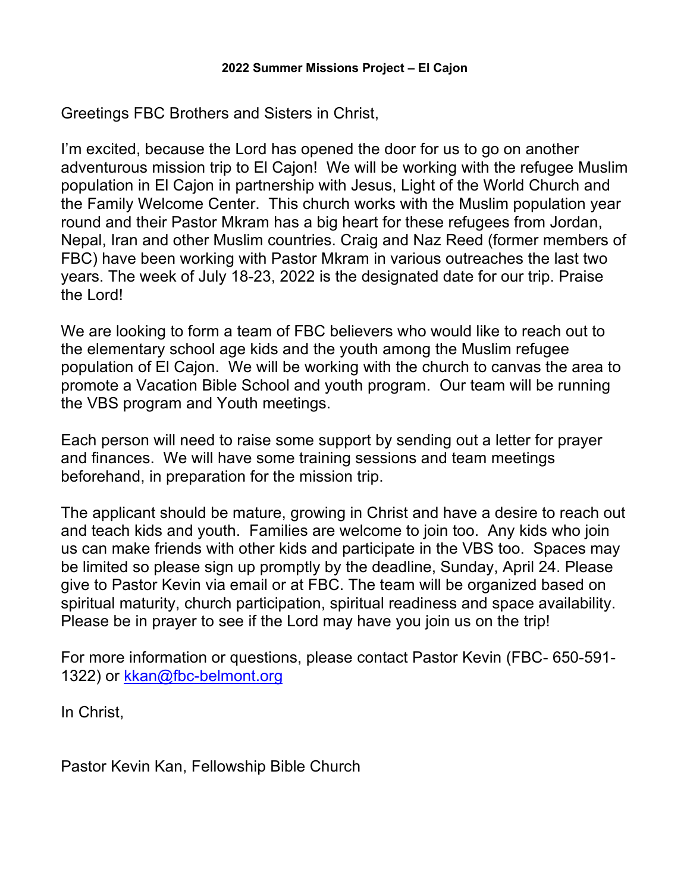**2022 Summer Missions Project – El Cajon**

Greetings FBC Brothers and Sisters in Christ,

I'm excited, because the Lord has opened the door for us to go on another adventurous mission trip to El Cajon! We will be working with the refugee Muslim population in El Cajon in partnership with Jesus, Light of the World Church and the Family Welcome Center. This church works with the Muslim population year round and their Pastor Mkram has a big heart for these refugees from Jordan, Nepal, Iran and other Muslim countries. Craig and Naz Reed (former members of FBC) have been working with Pastor Mkram in various outreaches the last two years. The week of July 18-23, 2022 is the designated date for our trip. Praise the Lord!

We are looking to form a team of FBC believers who would like to reach out to the elementary school age kids and the youth among the Muslim refugee population of El Cajon. We will be working with the church to canvas the area to promote a Vacation Bible School and youth program. Our team will be running the VBS program and Youth meetings.

Each person will need to raise some support by sending out a letter for prayer and finances. We will have some training sessions and team meetings beforehand, in preparation for the mission trip.

The applicant should be mature, growing in Christ and have a desire to reach out and teach kids and youth. Families are welcome to join too. Any kids who join us can make friends with other kids and participate in the VBS too. Spaces may be limited so please sign up promptly by the deadline, Sunday, April 24. Please give to Pastor Kevin via email or at FBC. The team will be organized based on spiritual maturity, church participation, spiritual readiness and space availability. Please be in prayer to see if the Lord may have you join us on the trip!

For more information or questions, please contact Pastor Kevin (FBC- 650-591-1322) or [kkan@fbc-belmont.org](mailto:kkan@fbc-belmont.org)

In Christ,

Pastor Kevin Kan, Fellowship Bible Church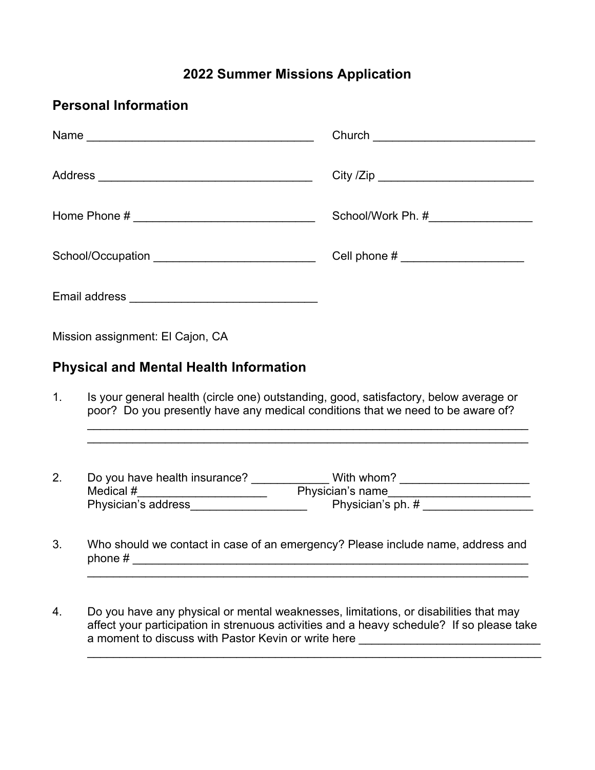# 2022 Summer Missions Application

## Personal Information

Name ___________________________________ Church _________________________

Address _________________________________ City /Zip ________________________

Home Phone # ___________________________ School/Work Ph. #________________

School/Occupation ________________________ Cell phone # ___________________

Email address ____________________________

Mission assignment: El Cajon, CA

## Physical and Mental Health Information

1. Is your general health (circle one) outstanding, good, satisfactory, below average or poor? Do you presently have any medical conditions that we need to be aware of?
   ____________________________________________________________________
   ____________________________________________________________________

2. Do you have health insurance? ____________ With whom? ____________________
   Medical #____________________ Physician's name______________________
   Physician's address__________________ Physician's ph. # _________________

3. Who should we contact in case of an emergency? Please include name, address and phone # _______________________________________________________________
   ____________________________________________________________________

4. Do you have any physical or mental weaknesses, limitations, or disabilities that may affect your participation in strenuous activities and a heavy schedule? If so please take a moment to discuss with Pastor Kevin or write here ____________________________
   ______________________________________________________________________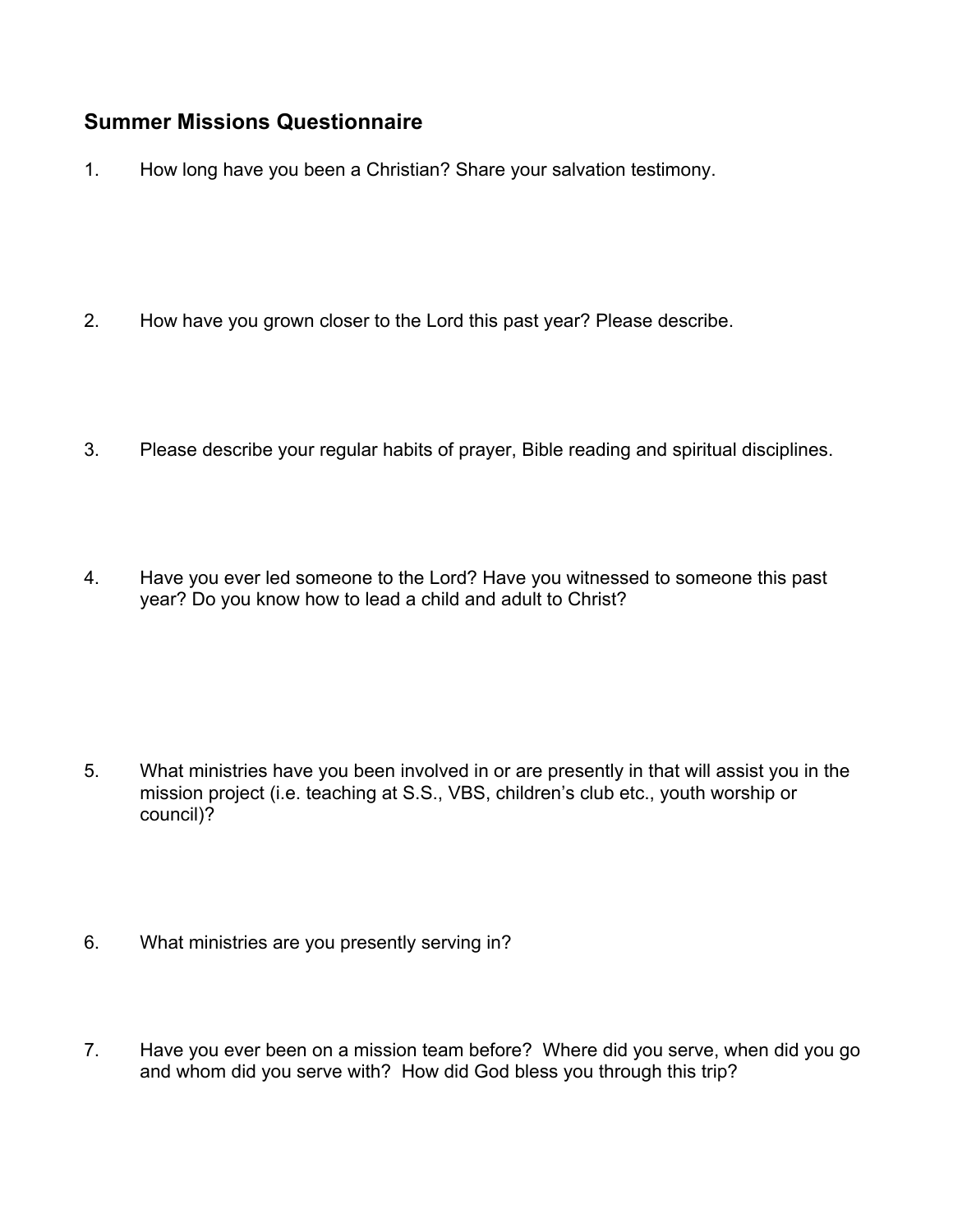## Summer Missions Questionnaire

1. How long have you been a Christian? Share your salvation testimony.

2. How have you grown closer to the Lord this past year? Please describe.

3. Please describe your regular habits of prayer, Bible reading and spiritual disciplines.

4. Have you ever led someone to the Lord? Have you witnessed to someone this past year? Do you know how to lead a child and adult to Christ?

5. What ministries have you been involved in or are presently in that will assist you in the mission project (i.e. teaching at S.S., VBS, children's club etc., youth worship or council)?

6. What ministries are you presently serving in?

7. Have you ever been on a mission team before? Where did you serve, when did you go and whom did you serve with? How did God bless you through this trip?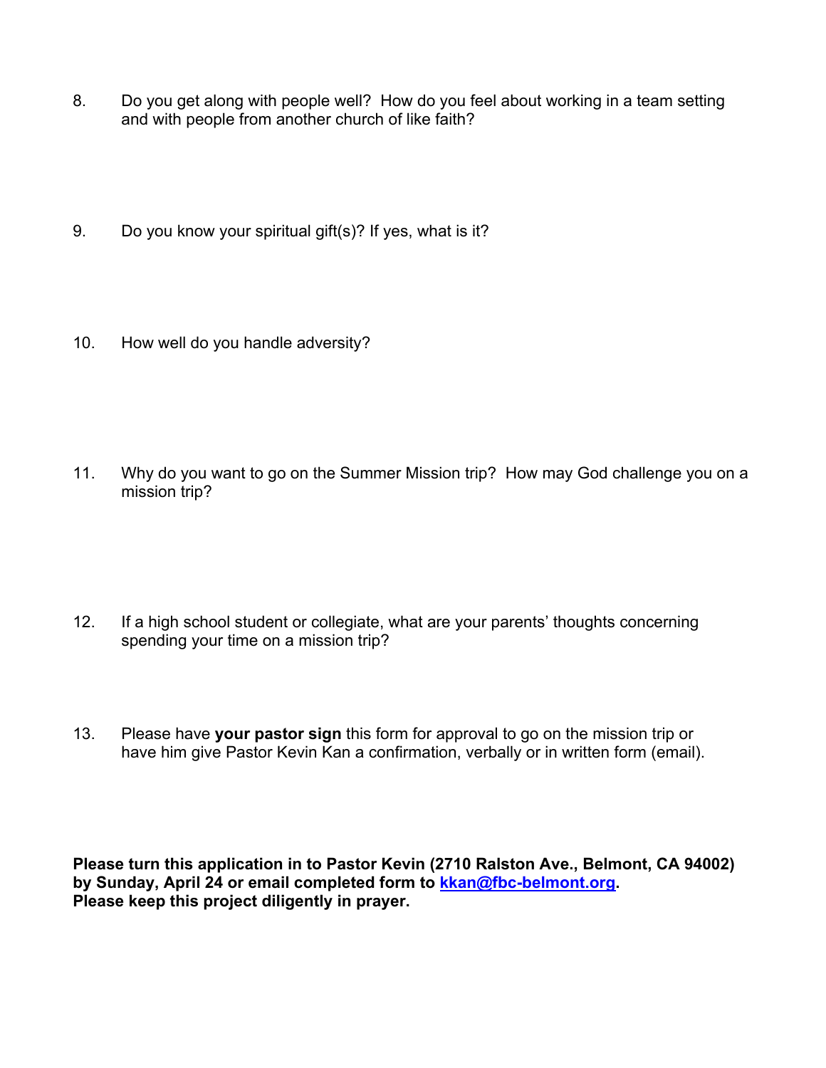8. Do you get along with people well? How do you feel about working in a team setting and with people from another church of like faith?

9. Do you know your spiritual gift(s)? If yes, what is it?

10. How well do you handle adversity?

11. Why do you want to go on the Summer Mission trip? How may God challenge you on a mission trip?

12. If a high school student or collegiate, what are your parents' thoughts concerning spending your time on a mission trip?

13. Please have **your pastor sign** this form for approval to go on the mission trip or have him give Pastor Kevin Kan a confirmation, verbally or in written form (email).

**Please turn this application in to Pastor Kevin (2710 Ralston Ave., Belmont, CA 94002) by Sunday, April 24 or email completed form to [kkan@fbc-belmont.org](mailto:kkan@fbc-belmont.org).**
**Please keep this project diligently in prayer.**